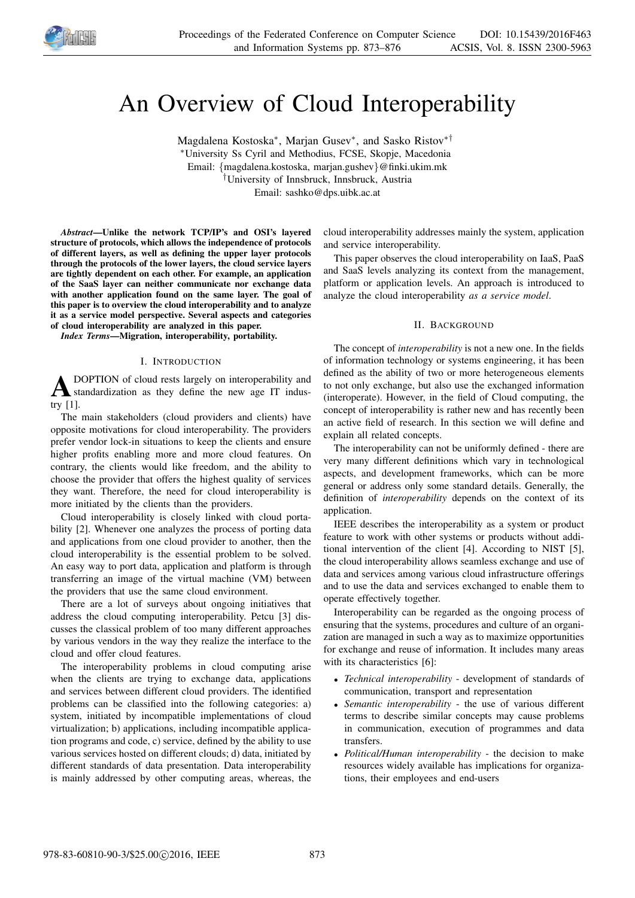# An Overview of Cloud Interoperability

Magdalena Kostoska*, Marjan Gusev*, and Sasko Ristov*†

*University Ss Cyril and Methodius, FCSE, Skopje, Macedonia
Email: {magdalena.kostoska, marjan.gushev}@finki.ukim.mk
†University of Innsbruck, Innsbruck, Austria
Email: sashko@dps.uibk.ac.at

***Abstract*—Unlike the network TCP/IP's and OSI's layered structure of protocols, which allows the independence of protocols of different layers, as well as defining the upper layer protocols through the protocols of the lower layers, the cloud service layers are tightly dependent on each other. For example, an application of the SaaS layer can neither communicate nor exchange data with another application found on the same layer. The goal of this paper is to overview the cloud interoperability and to analyze it as a service model perspective. Several aspects and categories of cloud interoperability are analyzed in this paper.**

***Index Terms*—Migration, interoperability, portability.**

## I. Introduction

Adoption of cloud rests largely on interoperability and standardization as they define the new age IT industry [1].

The main stakeholders (cloud providers and clients) have opposite motivations for cloud interoperability. The providers prefer vendor lock-in situations to keep the clients and ensure higher profits enabling more and more cloud features. On contrary, the clients would like freedom, and the ability to choose the provider that offers the highest quality of services they want. Therefore, the need for cloud interoperability is more initiated by the clients than the providers.

Cloud interoperability is closely linked with cloud portability [2]. Whenever one analyzes the process of porting data and applications from one cloud provider to another, then the cloud interoperability is the essential problem to be solved. An easy way to port data, application and platform is through transferring an image of the virtual machine (VM) between the providers that use the same cloud environment.

There are a lot of surveys about ongoing initiatives that address the cloud computing interoperability. Petcu [3] discusses the classical problem of too many different approaches by various vendors in the way they realize the interface to the cloud and offer cloud features.

The interoperability problems in cloud computing arise when the clients are trying to exchange data, applications and services between different cloud providers. The identified problems can be classified into the following categories: a) system, initiated by incompatible implementations of cloud virtualization; b) applications, including incompatible application programs and code, c) service, defined by the ability to use various services hosted on different clouds; d) data, initiated by different standards of data presentation. Data interoperability is mainly addressed by other computing areas, whereas, the cloud interoperability addresses mainly the system, application and service interoperability.

This paper observes the cloud interoperability on IaaS, PaaS and SaaS levels analyzing its context from the management, platform or application levels. An approach is introduced to analyze the cloud interoperability *as a service model*.

## II. Background

The concept of *interoperability* is not a new one. In the fields of information technology or systems engineering, it has been defined as the ability of two or more heterogeneous elements to not only exchange, but also use the exchanged information (interoperate). However, in the field of Cloud computing, the concept of interoperability is rather new and has recently been an active field of research. In this section we will define and explain all related concepts.

The interoperability can not be uniformly defined - there are very many different definitions which vary in technological aspects, and development frameworks, which can be more general or address only some standard details. Generally, the definition of *interoperability* depends on the context of its application.

IEEE describes the interoperability as a system or product feature to work with other systems or products without additional intervention of the client [4]. According to NIST [5], the cloud interoperability allows seamless exchange and use of data and services among various cloud infrastructure offerings and to use the data and services exchanged to enable them to operate effectively together.

Interoperability can be regarded as the ongoing process of ensuring that the systems, procedures and culture of an organization are managed in such a way as to maximize opportunities for exchange and reuse of information. It includes many areas with its characteristics [6]:

- *Technical interoperability* - development of standards of communication, transport and representation
- *Semantic interoperability* - the use of various different terms to describe similar concepts may cause problems in communication, execution of programmes and data transfers.
- *Political/Human interoperability* - the decision to make resources widely available has implications for organizations, their employees and end-users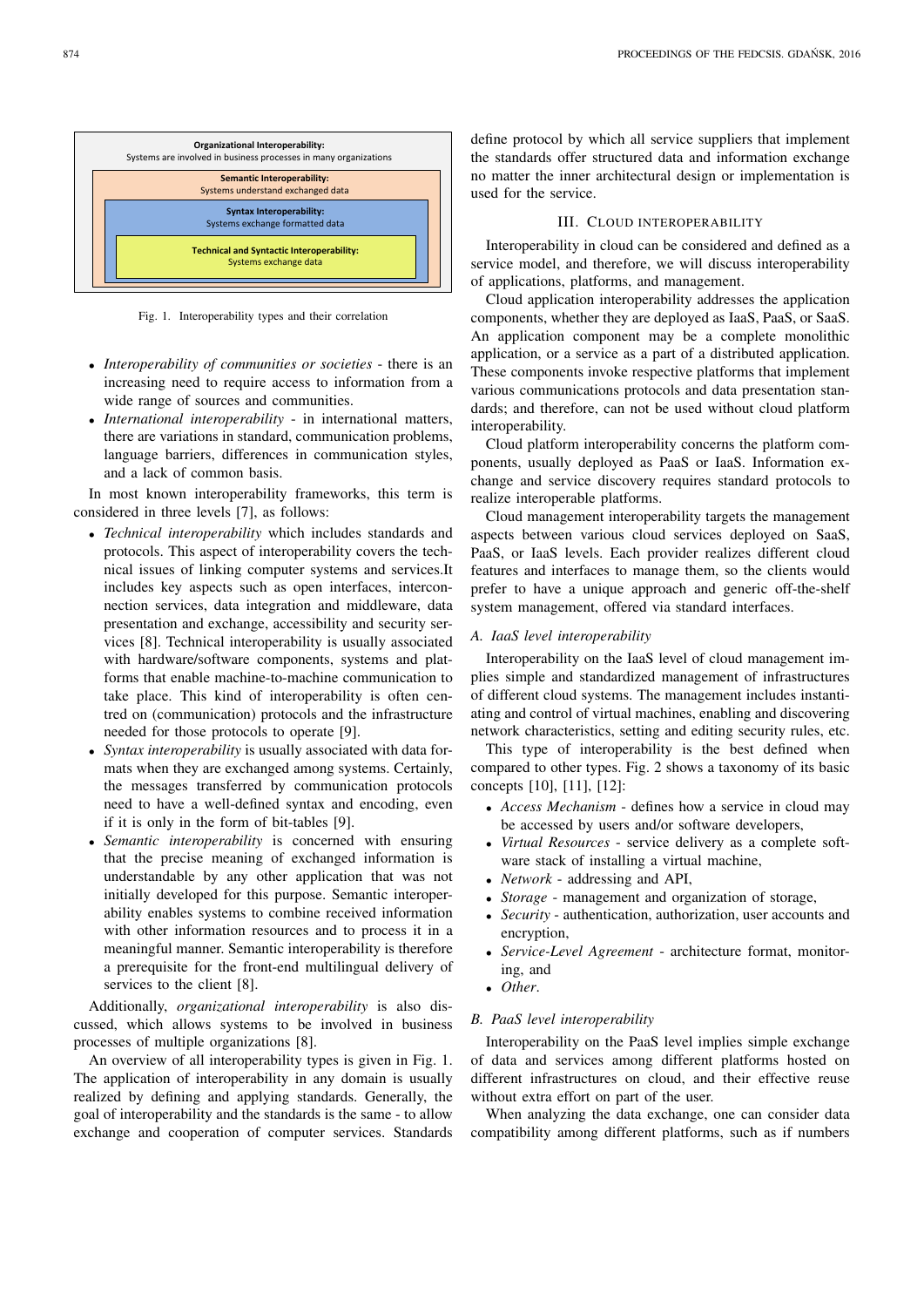Organizational Interoperability:
Systems are involved in business processes in many organizations

Semantic Interoperability:
Systems understand exchanged data

Syntax Interoperability:
Systems exchange formatted data

Technical and Syntactic Interoperability:
Systems exchange data

Fig. 1. Interoperability types and their correlation

- *Interoperability of communities or societies* - there is an increasing need to require access to information from a wide range of sources and communities.
- *International interoperability* - in international matters, there are variations in standard, communication problems, language barriers, differences in communication styles, and a lack of common basis.

In most known interoperability frameworks, this term is considered in three levels [7], as follows:

- *Technical interoperability* which includes standards and protocols. This aspect of interoperability covers the technical issues of linking computer systems and services.It includes key aspects such as open interfaces, interconnection services, data integration and middleware, data presentation and exchange, accessibility and security services [8]. Technical interoperability is usually associated with hardware/software components, systems and platforms that enable machine-to-machine communication to take place. This kind of interoperability is often centred on (communication) protocols and the infrastructure needed for those protocols to operate [9].
- *Syntax interoperability* is usually associated with data formats when they are exchanged among systems. Certainly, the messages transferred by communication protocols need to have a well-defined syntax and encoding, even if it is only in the form of bit-tables [9].
- *Semantic interoperability* is concerned with ensuring that the precise meaning of exchanged information is understandable by any other application that was not initially developed for this purpose. Semantic interoperability enables systems to combine received information with other information resources and to process it in a meaningful manner. Semantic interoperability is therefore a prerequisite for the front-end multilingual delivery of services to the client [8].

Additionally, *organizational interoperability* is also discussed, which allows systems to be involved in business processes of multiple organizations [8].

An overview of all interoperability types is given in Fig. 1. The application of interoperability in any domain is usually realized by defining and applying standards. Generally, the goal of interoperability and the standards is the same - to allow exchange and cooperation of computer services. Standards define protocol by which all service suppliers that implement the standards offer structured data and information exchange no matter the inner architectural design or implementation is used for the service.

## III. Cloud Interoperability

Interoperability in cloud can be considered and defined as a service model, and therefore, we will discuss interoperability of applications, platforms, and management.

Cloud application interoperability addresses the application components, whether they are deployed as IaaS, PaaS, or SaaS. An application component may be a complete monolithic application, or a service as a part of a distributed application. These components invoke respective platforms that implement various communications protocols and data presentation standards; and therefore, can not be used without cloud platform interoperability.

Cloud platform interoperability concerns the platform components, usually deployed as PaaS or IaaS. Information exchange and service discovery requires standard protocols to realize interoperable platforms.

Cloud management interoperability targets the management aspects between various cloud services deployed on SaaS, PaaS, or IaaS levels. Each provider realizes different cloud features and interfaces to manage them, so the clients would prefer to have a unique approach and generic off-the-shelf system management, offered via standard interfaces.

### A. IaaS level interoperability

Interoperability on the IaaS level of cloud management implies simple and standardized management of infrastructures of different cloud systems. The management includes instantiating and control of virtual machines, enabling and discovering network characteristics, setting and editing security rules, etc.

This type of interoperability is the best defined when compared to other types. Fig. 2 shows a taxonomy of its basic concepts [10], [11], [12]:

- *Access Mechanism* - defines how a service in cloud may be accessed by users and/or software developers,
- *Virtual Resources* - service delivery as a complete software stack of installing a virtual machine,
- *Network* - addressing and API,
- *Storage* - management and organization of storage,
- *Security* - authentication, authorization, user accounts and encryption,
- *Service-Level Agreement* - architecture format, monitoring, and
- *Other*.

### B. PaaS level interoperability

Interoperability on the PaaS level implies simple exchange of data and services among different platforms hosted on different infrastructures on cloud, and their effective reuse without extra effort on part of the user.

When analyzing the data exchange, one can consider data compatibility among different platforms, such as if numbers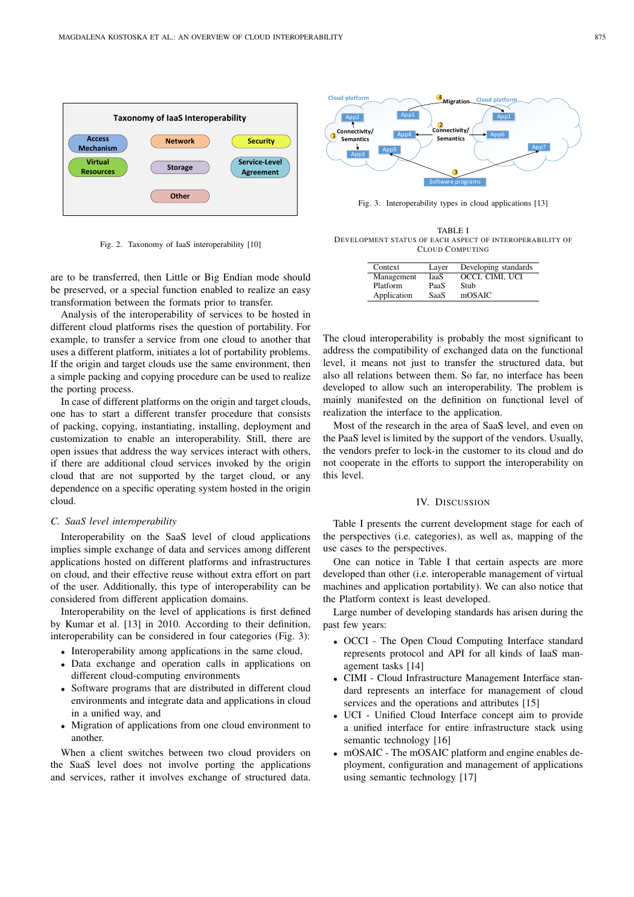Fig. 2. Taxonomy of IaaS interoperability [10]

are to be transferred, then Little or Big Endian mode should be preserved, or a special function enabled to realize an easy transformation between the formats prior to transfer.

Analysis of the interoperability of services to be hosted in different cloud platforms rises the question of portability. For example, to transfer a service from one cloud to another that uses a different platform, initiates a lot of portability problems. If the origin and target clouds use the same environment, then a simple packing and copying procedure can be used to realize the porting process.

In case of different platforms on the origin and target clouds, one has to start a different transfer procedure that consists of packing, copying, instantiating, installing, deployment and customization to enable an interoperability. Still, there are open issues that address the way services interact with others, if there are additional cloud services invoked by the origin cloud that are not supported by the target cloud, or any dependence on a specific operating system hosted in the origin cloud.

### C. SaaS level interoperability

Interoperability on the SaaS level of cloud applications implies simple exchange of data and services among different applications hosted on different platforms and infrastructures on cloud, and their effective reuse without extra effort on part of the user. Additionally, this type of interoperability can be considered from different application domains.

Interoperability on the level of applications is first defined by Kumar et al. [13] in 2010. According to their definition, interoperability can be considered in four categories (Fig. 3):

- Interoperability among applications in the same cloud,
- Data exchange and operation calls in applications on different cloud-computing environments
- Software programs that are distributed in different cloud environments and integrate data and applications in cloud in a unified way, and
- Migration of applications from one cloud environment to another.

When a client switches between two cloud providers on the SaaS level does not involve porting the applications and services, rather it involves exchange of structured data.

Fig. 3. Interoperability types in cloud applications [13]

TABLE I
DEVELOPMENT STATUS OF EACH ASPECT OF INTEROPERABILITY OF CLOUD COMPUTING

| Context | Layer | Developing standards |
|---|---|---|
| Management | IaaS | OCCI, CIMI, UCI |
| Platform | PaaS | Stub |
| Application | SaaS | mOSAIC |

The cloud interoperability is probably the most significant to address the compatibility of exchanged data on the functional level, it means not just to transfer the structured data, but also all relations between them. So far, no interface has been developed to allow such an interoperability. The problem is mainly manifested on the definition on functional level of realization the interface to the application.

Most of the research in the area of SaaS level, and even on the PaaS level is limited by the support of the vendors. Usually, the vendors prefer to lock-in the customer to its cloud and do not cooperate in the efforts to support the interoperability on this level.

## IV. DISCUSSION

Table I presents the current development stage for each of the perspectives (i.e. categories), as well as, mapping of the use cases to the perspectives.

One can notice in Table I that certain aspects are more developed than other (i.e. interoperable management of virtual machines and application portability). We can also notice that the Platform context is least developed.

Large number of developing standards has arisen during the past few years:

- OCCI - The Open Cloud Computing Interface standard represents protocol and API for all kinds of IaaS management tasks [14]
- CIMI - Cloud Infrastructure Management Interface standard represents an interface for management of cloud services and the operations and attributes [15]
- UCI - Unified Cloud Interface concept aim to provide a unified interface for entire infrastructure stack using semantic technology [16]
- mOSAIC - The mOSAIC platform and engine enables deployment, configuration and management of applications using semantic technology [17]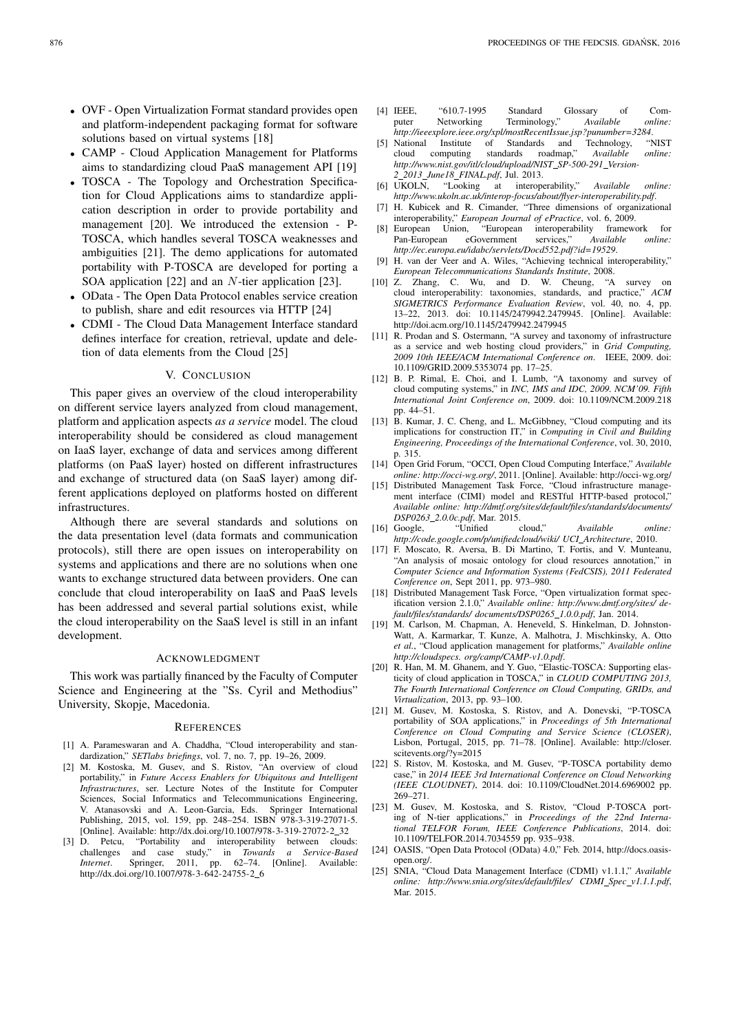- OVF - Open Virtualization Format standard provides open and platform-independent packaging format for software solutions based on virtual systems [18]
- CAMP - Cloud Application Management for Platforms aims to standardizing cloud PaaS management API [19]
- TOSCA - The Topology and Orchestration Specification for Cloud Applications aims to standardize application description in order to provide portability and management [20]. We introduced the extension - P-TOSCA, which handles several TOSCA weaknesses and ambiguities [21]. The demo applications for automated portability with P-TOSCA are developed for porting a SOA application [22] and an $N$-tier application [23].
- OData - The Open Data Protocol enables service creation to publish, share and edit resources via HTTP [24]
- CDMI - The Cloud Data Management Interface standard defines interface for creation, retrieval, update and deletion of data elements from the Cloud [25]

## V. Conclusion

This paper gives an overview of the cloud interoperability on different service layers analyzed from cloud management, platform and application aspects *as a service* model. The cloud interoperability should be considered as cloud management on IaaS layer, exchange of data and services among different platforms (on PaaS layer) hosted on different infrastructures and exchange of structured data (on SaaS layer) among different applications deployed on platforms hosted on different infrastructures.

Although there are several standards and solutions on the data presentation level (data formats and communication protocols), still there are open issues on interoperability on systems and applications and there are no solutions when one wants to exchange structured data between providers. One can conclude that cloud interoperability on IaaS and PaaS levels has been addressed and several partial solutions exist, while the cloud interoperability on the SaaS level is still in an infant development.

## Acknowledgment

This work was partially financed by the Faculty of Computer Science and Engineering at the "Ss. Cyril and Methodius" University, Skopje, Macedonia.

## References

[1] A. Parameswaran and A. Chaddha, "Cloud interoperability and standardization," *SETlabs briefings*, vol. 7, no. 7, pp. 19–26, 2009.

[2] M. Kostoska, M. Gusev, and S. Ristov, "An overview of cloud portability," in *Future Access Enablers for Ubiquitous and Intelligent Infrastructures*, ser. Lecture Notes of the Institute for Computer Sciences, Social Informatics and Telecommunications Engineering, V. Atanasovski and A. Leon-Garcia, Eds. Springer International Publishing, 2015, vol. 159, pp. 248–254. ISBN 978-3-319-27071-5. [Online]. Available: http://dx.doi.org/10.1007/978-3-319-27072-2_32

[3] D. Petcu, "Portability and interoperability between clouds: challenges and case study," in *Towards a Service-Based Internet*. Springer, 2011, pp. 62–74. [Online]. Available: http://dx.doi.org/10.1007/978-3-642-24755-2_6

[4] IEEE, "610.7-1995 Standard Glossary of Computer Networking Terminology," *Available online: http://ieeexplore.ieee.org/xpl/mostRecentIssue.jsp?punumber=3284*.

[5] National Institute of Standards and Technology, "NIST cloud computing standards roadmap," *Available online: http://www.nist.gov/itl/cloud/upload/NIST_SP-500-291_Version-2_2013_June18_FINAL.pdf*, Jul. 2013.

[6] UKOLN, "Looking at interoperability," *Available online: http://www.ukoln.ac.uk/interop-focus/about/flyer-interoperability.pdf*.

[7] H. Kubicek and R. Cimander, "Three dimensions of organizational interoperability," *European Journal of ePractice*, vol. 6, 2009.

[8] European Union, "European interoperability framework for Pan-European eGovernment services," *Available online: http://ec.europa.eu/idabc/servlets/Docd552.pdf?id=19529*.

[9] H. van der Veer and A. Wiles, "Achieving technical interoperability," *European Telecommunications Standards Institute*, 2008.

[10] Z. Zhang, C. Wu, and D. W. Cheung, "A survey on cloud interoperability: taxonomies, standards, and practice," *ACM SIGMETRICS Performance Evaluation Review*, vol. 40, no. 4, pp. 13–22, 2013. doi: 10.1145/2479942.2479945. [Online]. Available: http://doi.acm.org/10.1145/2479942.2479945

[11] R. Prodan and S. Ostermann, "A survey and taxonomy of infrastructure as a service and web hosting cloud providers," in *Grid Computing, 2009 10th IEEE/ACM International Conference on*. IEEE, 2009. doi: 10.1109/GRID.2009.5353074 pp. 17–25.

[12] B. P. Rimal, E. Choi, and I. Lumb, "A taxonomy and survey of cloud computing systems," in *INC, IMS and IDC, 2009. NCM'09. Fifth International Joint Conference on*, 2009. doi: 10.1109/NCM.2009.218 pp. 44–51.

[13] B. Kumar, J. C. Cheng, and L. McGibbney, "Cloud computing and its implications for construction IT," in *Computing in Civil and Building Engineering, Proceedings of the International Conference*, vol. 30, 2010, p. 315.

[14] Open Grid Forum, "OCCI, Open Cloud Computing Interface," *Available online: http://occi-wg.org/*, 2011. [Online]. Available: http://occi-wg.org/

[15] Distributed Management Task Force, "Cloud infrastructure management interface (CIMI) model and RESTful HTTP-based protocol," *Available online: http://dmtf.org/sites/default/files/standards/documents/DSP0263_2.0.0c.pdf*, Mar. 2015.

[16] Google, "Unified cloud," *Available online: http://code.google.com/p/unifiedcloud/wiki/ UCI_Architecture*, 2010.

[17] F. Moscato, R. Aversa, B. Di Martino, T. Fortis, and V. Munteanu, "An analysis of mosaic ontology for cloud resources annotation," in *Computer Science and Information Systems (FedCSIS), 2011 Federated Conference on*, Sept 2011, pp. 973–980.

[18] Distributed Management Task Force, "Open virtualization format specification version 2.1.0," *Available online: http://www.dmtf.org/sites/ default/files/standards/ documents/DSP0265_1.0.0.pdf*, Jan. 2014.

[19] M. Carlson, M. Chapman, A. Heneveld, S. Hinkelman, D. Johnston-Watt, A. Karmarkar, T. Kunze, A. Malhotra, J. Mischkinsky, A. Otto *et al.*, "Cloud application management for platforms," *Available online http://cloudspecs. org/camp/CAMP-v1.0.pdf*.

[20] R. Han, M. M. Ghanem, and Y. Guo, "Elastic-TOSCA: Supporting elasticity of cloud application in TOSCA," in *CLOUD COMPUTING 2013, The Fourth International Conference on Cloud Computing, GRIDs, and Virtualization*, 2013, pp. 93–100.

[21] M. Gusev, M. Kostoska, S. Ristov, and A. Donevski, "P-TOSCA portability of SOA applications," in *Proceedings of 5th International Conference on Cloud Computing and Service Science (CLOSER)*, Lisbon, Portugal, 2015, pp. 71–78. [Online]. Available: http://closer.scitevents.org/?y=2015

[22] S. Ristov, M. Kostoska, and M. Gusev, "P-TOSCA portability demo case," in *2014 IEEE 3rd International Conference on Cloud Networking (IEEE CLOUDNET)*, 2014. doi: 10.1109/CloudNet.2014.6969002 pp. 269–271.

[23] M. Gusev, M. Kostoska, and S. Ristov, "Cloud P-TOSCA porting of N-tier applications," in *Proceedings of the 22nd International TELFOR Forum, IEEE Conference Publications*, 2014. doi: 10.1109/TELFOR.2014.7034559 pp. 935–938.

[24] OASIS, "Open Data Protocol (OData) 4.0," Feb. 2014, http://docs.oasis-open.org/.

[25] SNIA, "Cloud Data Management Interface (CDMI) v1.1.1," *Available online: http://www.snia.org/sites/default/files/ CDMI_Spec_v1.1.1.pdf*, Mar. 2015.